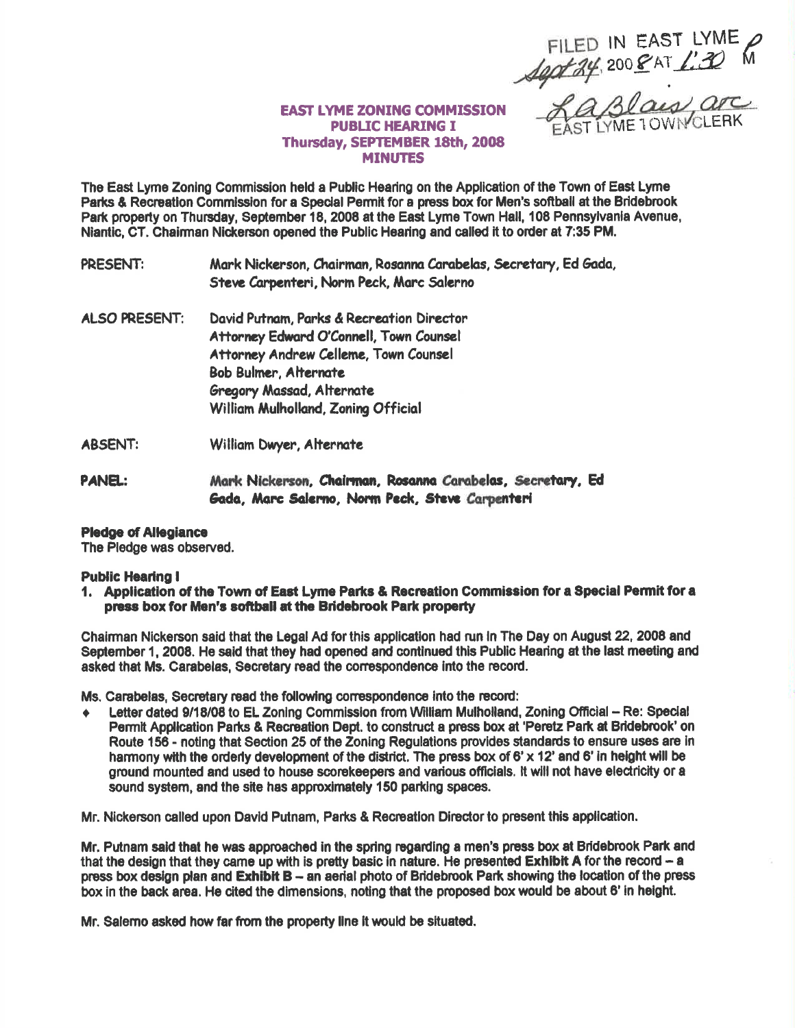FILED IN EAST LYME
Sept 24, 2008 AT 1:30 PM
LaBlais, arc
EAST LYME TOWN CLERK

# EAST LYME ZONING COMMISSION
## PUBLIC HEARING I
## Thursday, SEPTEMBER 18th, 2008
## MINUTES

The East Lyme Zoning Commission held a Public Hearing on the Application of the Town of East Lyme Parks & Recreation Commission for a Special Permit for a press box for Men's softball at the Bridebrook Park property on Thursday, September 18, 2008 at the East Lyme Town Hall, 108 Pennsylvania Avenue, Niantic, CT. Chairman Nickerson opened the Public Hearing and called it to order at 7:35 PM.

PRESENT: Mark Nickerson, Chairman, Rosanna Carabelas, Secretary, Ed Gada, Steve Carpenteri, Norm Peck, Marc Salerno

ALSO PRESENT: David Putnam, Parks & Recreation Director
Attorney Edward O'Connell, Town Counsel
Attorney Andrew Celleme, Town Counsel
Bob Bulmer, Alternate
Gregory Massad, Alternate
William Mulholland, Zoning Official

ABSENT: William Dwyer, Alternate

**PANEL:** **Mark Nickerson, Chairman, Rosanna Carabelas, Secretary, Ed Gada, Marc Salerno, Norm Peck, Steve Carpenteri**

**Pledge of Allegiance**
The Pledge was observed.

**Public Hearing I**

1. **Application of the Town of East Lyme Parks & Recreation Commission for a Special Permit for a press box for Men's softball at the Bridebrook Park property**

Chairman Nickerson said that the Legal Ad for this application had run in The Day on August 22, 2008 and September 1, 2008. He said that they had opened and continued this Public Hearing at the last meeting and asked that Ms. Carabelas, Secretary read the correspondence into the record.

Ms. Carabelas, Secretary read the following correspondence into the record:

- Letter dated 9/18/08 to EL Zoning Commission from William Mulholland, Zoning Official – Re: Special Permit Application Parks & Recreation Dept. to construct a press box at 'Peretz Park at Bridebrook' on Route 156 - noting that Section 25 of the Zoning Regulations provides standards to ensure uses are in harmony with the orderly development of the district. The press box of 6' x 12' and 6' in height will be ground mounted and used to house scorekeepers and various officials. It will not have electricity or a sound system, and the site has approximately 150 parking spaces.

Mr. Nickerson called upon David Putnam, Parks & Recreation Director to present this application.

Mr. Putnam said that he was approached in the spring regarding a men's press box at Bridebrook Park and that the design that they came up with is pretty basic in nature. He presented **Exhibit A** for the record – a press box design plan and **Exhibit B** – an aerial photo of Bridebrook Park showing the location of the press box in the back area. He cited the dimensions, noting that the proposed box would be about 6' in height.

Mr. Salerno asked how far from the property line it would be situated.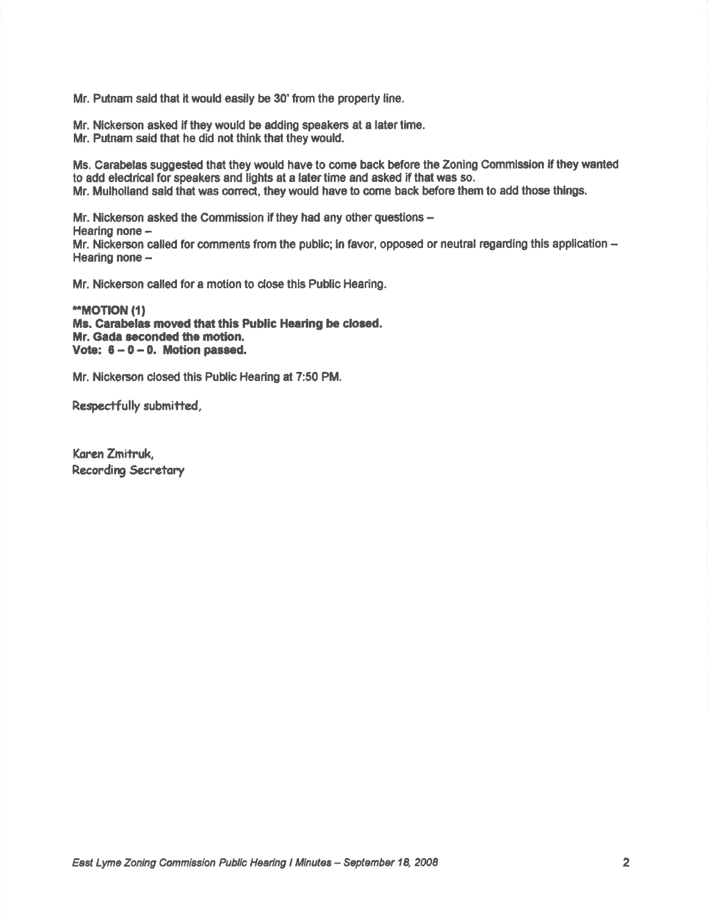Mr. Putnam said that it would easily be 30' from the property line.

Mr. Nickerson asked if they would be adding speakers at a later time.
Mr. Putnam said that he did not think that they would.

Ms. Carabelas suggested that they would have to come back before the Zoning Commission if they wanted to add electrical for speakers and lights at a later time and asked if that was so.
Mr. Mulholland said that was correct, they would have to come back before them to add those things.

Mr. Nickerson asked the Commission if they had any other questions –
Hearing none –
Mr. Nickerson called for comments from the public; in favor, opposed or neutral regarding this application –
Hearing none –

Mr. Nickerson called for a motion to close this Public Hearing.

****MOTION (1)**
**Ms. Carabelas moved that this Public Hearing be closed.**
**Mr. Gada seconded the motion.**
**Vote: 6 – 0 – 0. Motion passed.**

Mr. Nickerson closed this Public Hearing at 7:50 PM.

Respectfully submitted,

Karen Zmitruk,
Recording Secretary